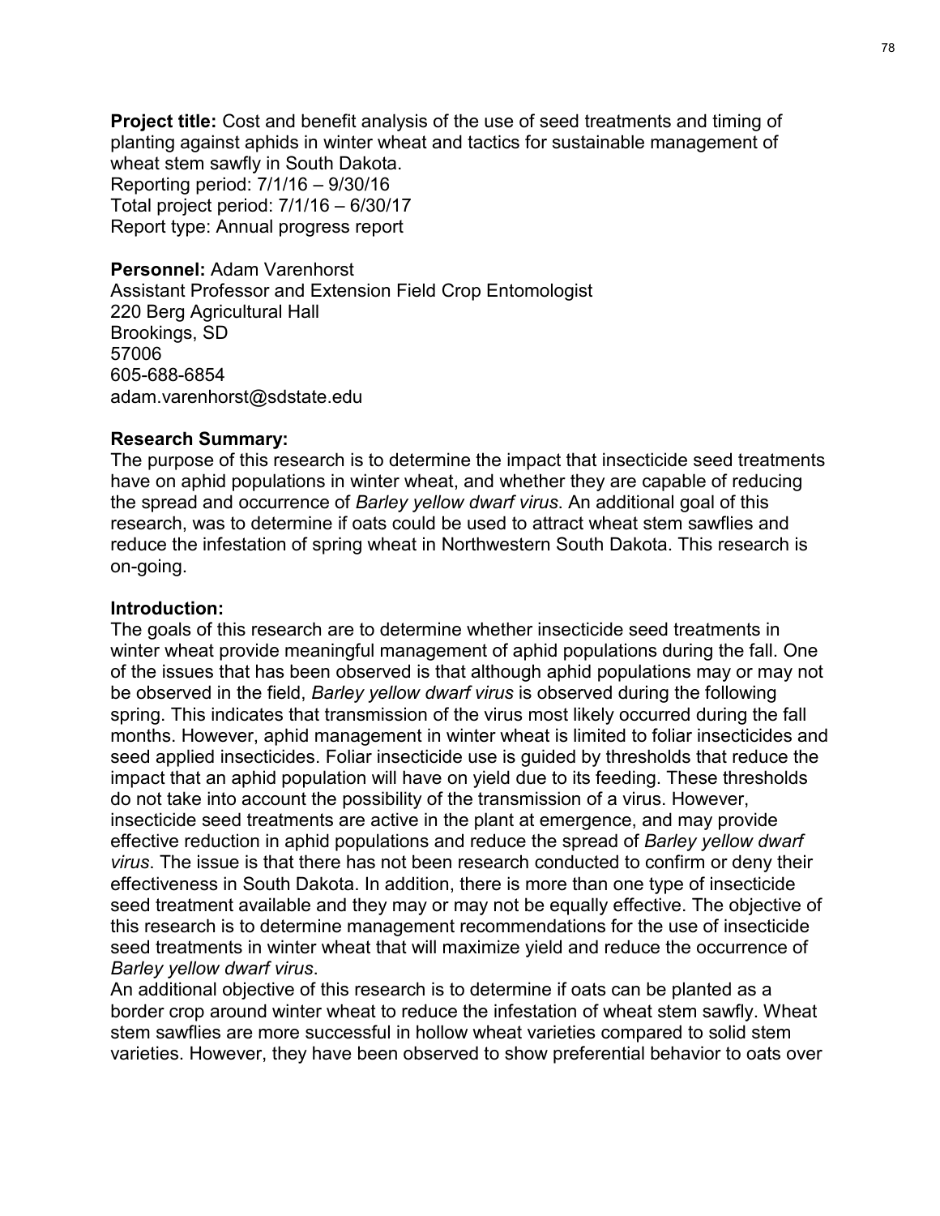**Project title:** Cost and benefit analysis of the use of seed treatments and timing of planting against aphids in winter wheat and tactics for sustainable management of wheat stem sawfly in South Dakota.
Reporting period: 7/1/16 – 9/30/16
Total project period: 7/1/16 – 6/30/17
Report type: Annual progress report

**Personnel:** Adam Varenhorst
Assistant Professor and Extension Field Crop Entomologist
220 Berg Agricultural Hall
Brookings, SD
57006
605-688-6854
adam.varenhorst@sdstate.edu

**Research Summary:**
The purpose of this research is to determine the impact that insecticide seed treatments have on aphid populations in winter wheat, and whether they are capable of reducing the spread and occurrence of *Barley yellow dwarf virus*. An additional goal of this research, was to determine if oats could be used to attract wheat stem sawflies and reduce the infestation of spring wheat in Northwestern South Dakota. This research is on-going.

**Introduction:**
The goals of this research are to determine whether insecticide seed treatments in winter wheat provide meaningful management of aphid populations during the fall. One of the issues that has been observed is that although aphid populations may or may not be observed in the field, *Barley yellow dwarf virus* is observed during the following spring. This indicates that transmission of the virus most likely occurred during the fall months. However, aphid management in winter wheat is limited to foliar insecticides and seed applied insecticides. Foliar insecticide use is guided by thresholds that reduce the impact that an aphid population will have on yield due to its feeding. These thresholds do not take into account the possibility of the transmission of a virus. However, insecticide seed treatments are active in the plant at emergence, and may provide effective reduction in aphid populations and reduce the spread of *Barley yellow dwarf virus*. The issue is that there has not been research conducted to confirm or deny their effectiveness in South Dakota. In addition, there is more than one type of insecticide seed treatment available and they may or may not be equally effective. The objective of this research is to determine management recommendations for the use of insecticide seed treatments in winter wheat that will maximize yield and reduce the occurrence of *Barley yellow dwarf virus*.
An additional objective of this research is to determine if oats can be planted as a border crop around winter wheat to reduce the infestation of wheat stem sawfly. Wheat stem sawflies are more successful in hollow wheat varieties compared to solid stem varieties. However, they have been observed to show preferential behavior to oats over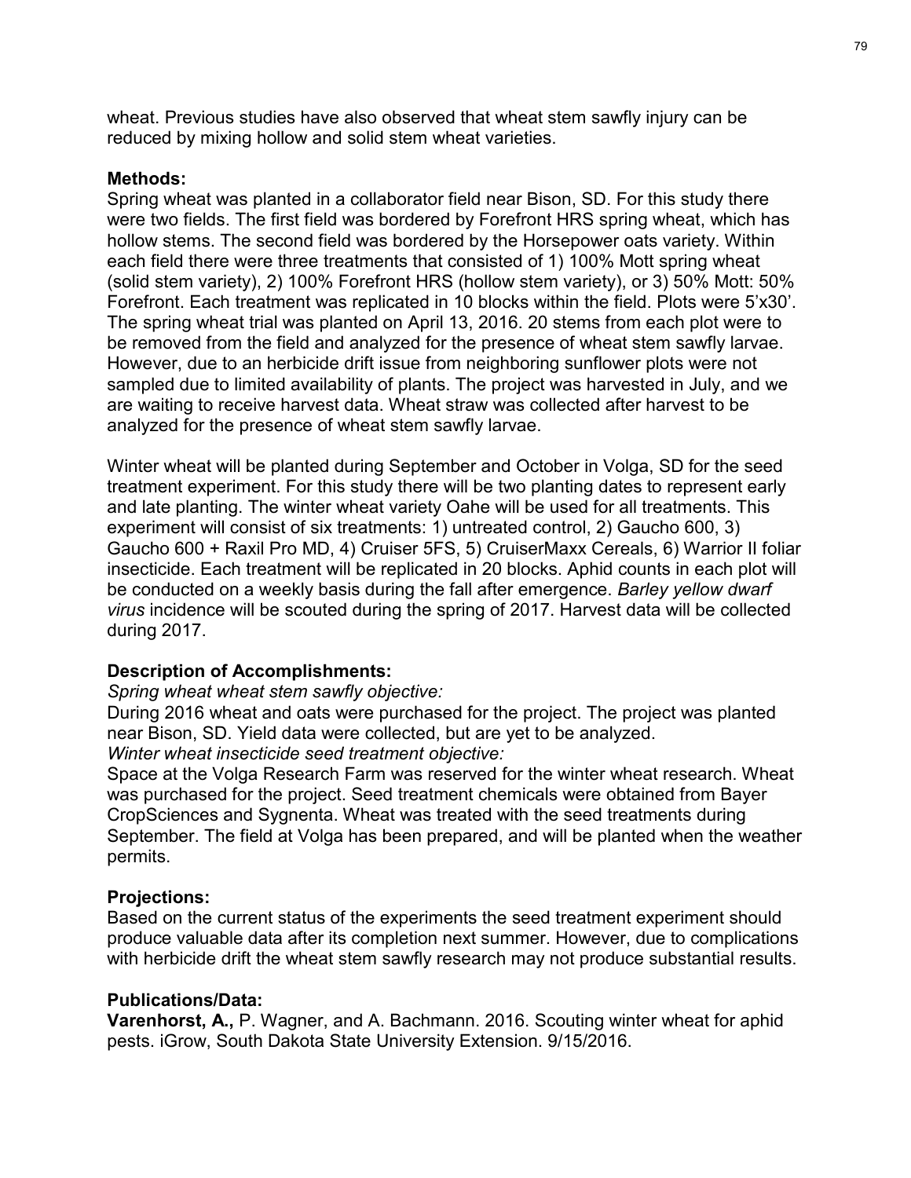wheat. Previous studies have also observed that wheat stem sawfly injury can be reduced by mixing hollow and solid stem wheat varieties.

**Methods:**
Spring wheat was planted in a collaborator field near Bison, SD. For this study there were two fields. The first field was bordered by Forefront HRS spring wheat, which has hollow stems. The second field was bordered by the Horsepower oats variety. Within each field there were three treatments that consisted of 1) 100% Mott spring wheat (solid stem variety), 2) 100% Forefront HRS (hollow stem variety), or 3) 50% Mott: 50% Forefront. Each treatment was replicated in 10 blocks within the field. Plots were 5'x30'. The spring wheat trial was planted on April 13, 2016. 20 stems from each plot were to be removed from the field and analyzed for the presence of wheat stem sawfly larvae. However, due to an herbicide drift issue from neighboring sunflower plots were not sampled due to limited availability of plants. The project was harvested in July, and we are waiting to receive harvest data. Wheat straw was collected after harvest to be analyzed for the presence of wheat stem sawfly larvae.

Winter wheat will be planted during September and October in Volga, SD for the seed treatment experiment. For this study there will be two planting dates to represent early and late planting. The winter wheat variety Oahe will be used for all treatments. This experiment will consist of six treatments: 1) untreated control, 2) Gaucho 600, 3) Gaucho 600 + Raxil Pro MD, 4) Cruiser 5FS, 5) CruiserMaxx Cereals, 6) Warrior II foliar insecticide. Each treatment will be replicated in 20 blocks. Aphid counts in each plot will be conducted on a weekly basis during the fall after emergence. *Barley yellow dwarf virus* incidence will be scouted during the spring of 2017. Harvest data will be collected during 2017.

**Description of Accomplishments:**

*Spring wheat wheat stem sawfly objective:*

During 2016 wheat and oats were purchased for the project. The project was planted near Bison, SD. Yield data were collected, but are yet to be analyzed.

*Winter wheat insecticide seed treatment objective:*

Space at the Volga Research Farm was reserved for the winter wheat research. Wheat was purchased for the project. Seed treatment chemicals were obtained from Bayer CropSciences and Sygnenta. Wheat was treated with the seed treatments during September. The field at Volga has been prepared, and will be planted when the weather permits.

**Projections:**
Based on the current status of the experiments the seed treatment experiment should produce valuable data after its completion next summer. However, due to complications with herbicide drift the wheat stem sawfly research may not produce substantial results.

**Publications/Data:**
**Varenhorst, A.,** P. Wagner, and A. Bachmann. 2016. Scouting winter wheat for aphid pests. iGrow, South Dakota State University Extension. 9/15/2016.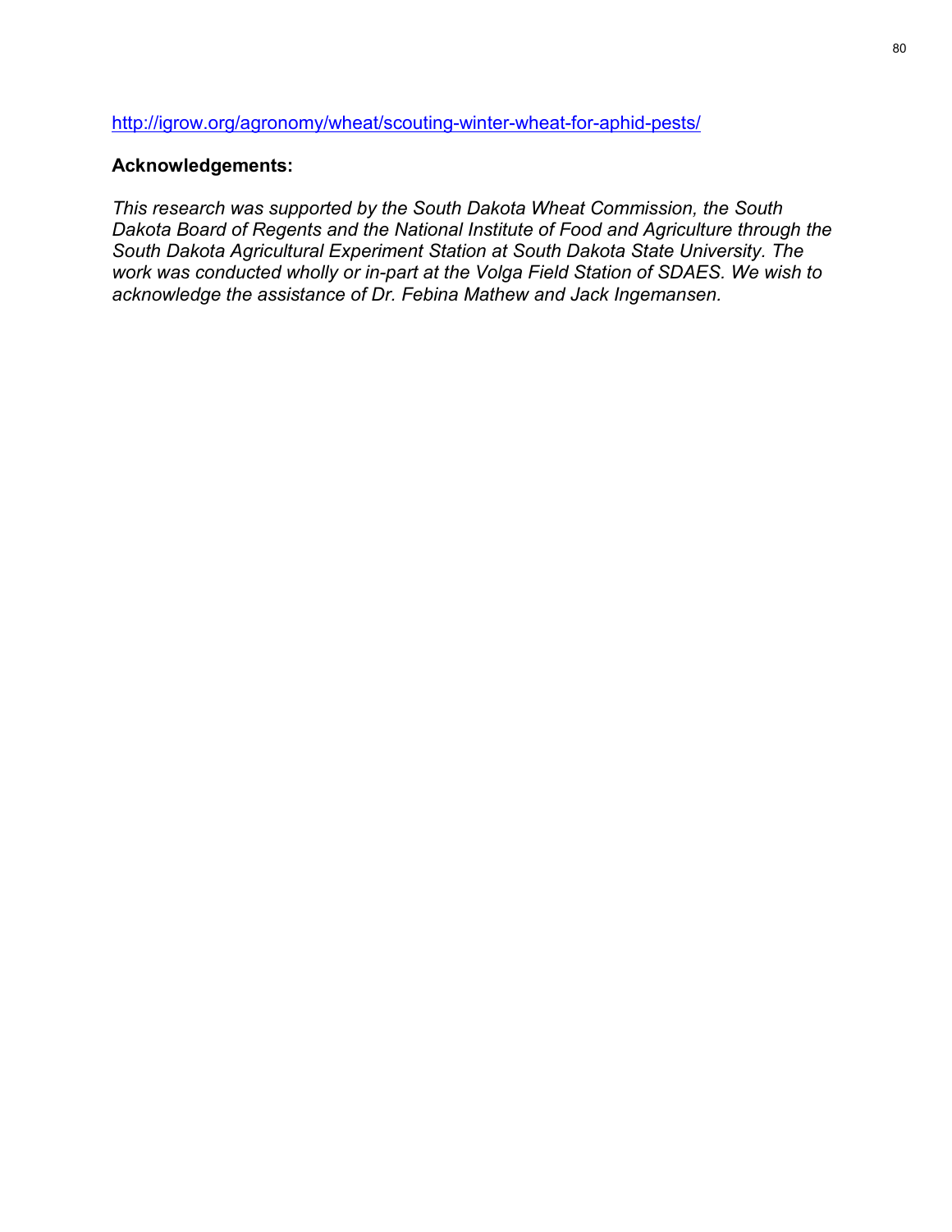http://igrow.org/agronomy/wheat/scouting-winter-wheat-for-aphid-pests/

**Acknowledgements:**

*This research was supported by the South Dakota Wheat Commission, the South Dakota Board of Regents and the National Institute of Food and Agriculture through the South Dakota Agricultural Experiment Station at South Dakota State University. The work was conducted wholly or in-part at the Volga Field Station of SDAES. We wish to acknowledge the assistance of Dr. Febina Mathew and Jack Ingemansen.*